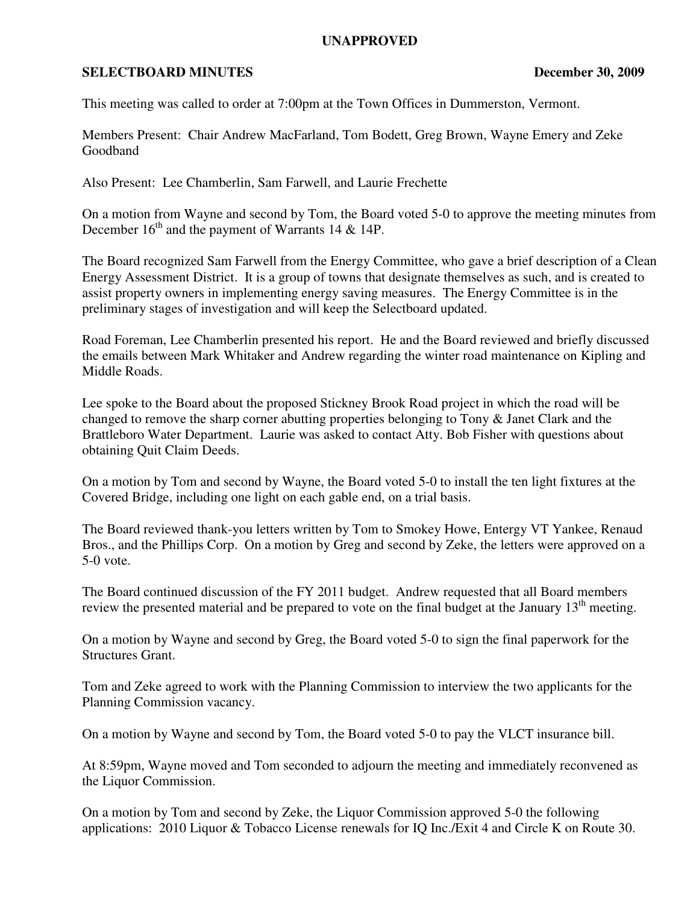**UNAPPROVED**

**SELECTBOARD MINUTES** **December 30, 2009**

This meeting was called to order at 7:00pm at the Town Offices in Dummerston, Vermont.

Members Present: Chair Andrew MacFarland, Tom Bodett, Greg Brown, Wayne Emery and Zeke Goodband

Also Present: Lee Chamberlin, Sam Farwell, and Laurie Frechette

On a motion from Wayne and second by Tom, the Board voted 5-0 to approve the meeting minutes from December 16th and the payment of Warrants 14 & 14P.

The Board recognized Sam Farwell from the Energy Committee, who gave a brief description of a Clean Energy Assessment District. It is a group of towns that designate themselves as such, and is created to assist property owners in implementing energy saving measures. The Energy Committee is in the preliminary stages of investigation and will keep the Selectboard updated.

Road Foreman, Lee Chamberlin presented his report. He and the Board reviewed and briefly discussed the emails between Mark Whitaker and Andrew regarding the winter road maintenance on Kipling and Middle Roads.

Lee spoke to the Board about the proposed Stickney Brook Road project in which the road will be changed to remove the sharp corner abutting properties belonging to Tony & Janet Clark and the Brattleboro Water Department. Laurie was asked to contact Atty. Bob Fisher with questions about obtaining Quit Claim Deeds.

On a motion by Tom and second by Wayne, the Board voted 5-0 to install the ten light fixtures at the Covered Bridge, including one light on each gable end, on a trial basis.

The Board reviewed thank-you letters written by Tom to Smokey Howe, Entergy VT Yankee, Renaud Bros., and the Phillips Corp. On a motion by Greg and second by Zeke, the letters were approved on a 5-0 vote.

The Board continued discussion of the FY 2011 budget. Andrew requested that all Board members review the presented material and be prepared to vote on the final budget at the January 13th meeting.

On a motion by Wayne and second by Greg, the Board voted 5-0 to sign the final paperwork for the Structures Grant.

Tom and Zeke agreed to work with the Planning Commission to interview the two applicants for the Planning Commission vacancy.

On a motion by Wayne and second by Tom, the Board voted 5-0 to pay the VLCT insurance bill.

At 8:59pm, Wayne moved and Tom seconded to adjourn the meeting and immediately reconvened as the Liquor Commission.

On a motion by Tom and second by Zeke, the Liquor Commission approved 5-0 the following applications: 2010 Liquor & Tobacco License renewals for IQ Inc./Exit 4 and Circle K on Route 30.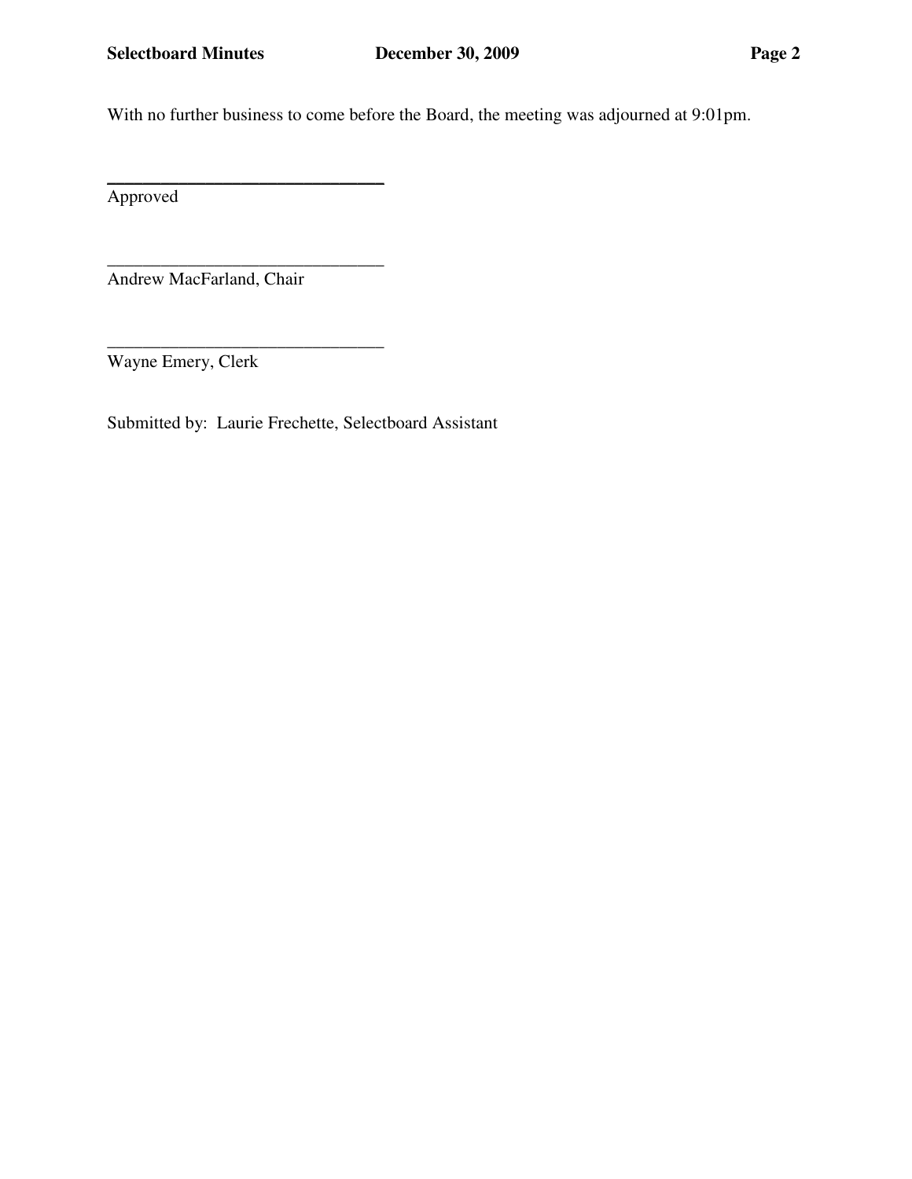With no further business to come before the Board, the meeting was adjourned at 9:01pm.

_______________________________
Approved

_______________________________
Andrew MacFarland, Chair

_______________________________
Wayne Emery, Clerk

Submitted by: Laurie Frechette, Selectboard Assistant